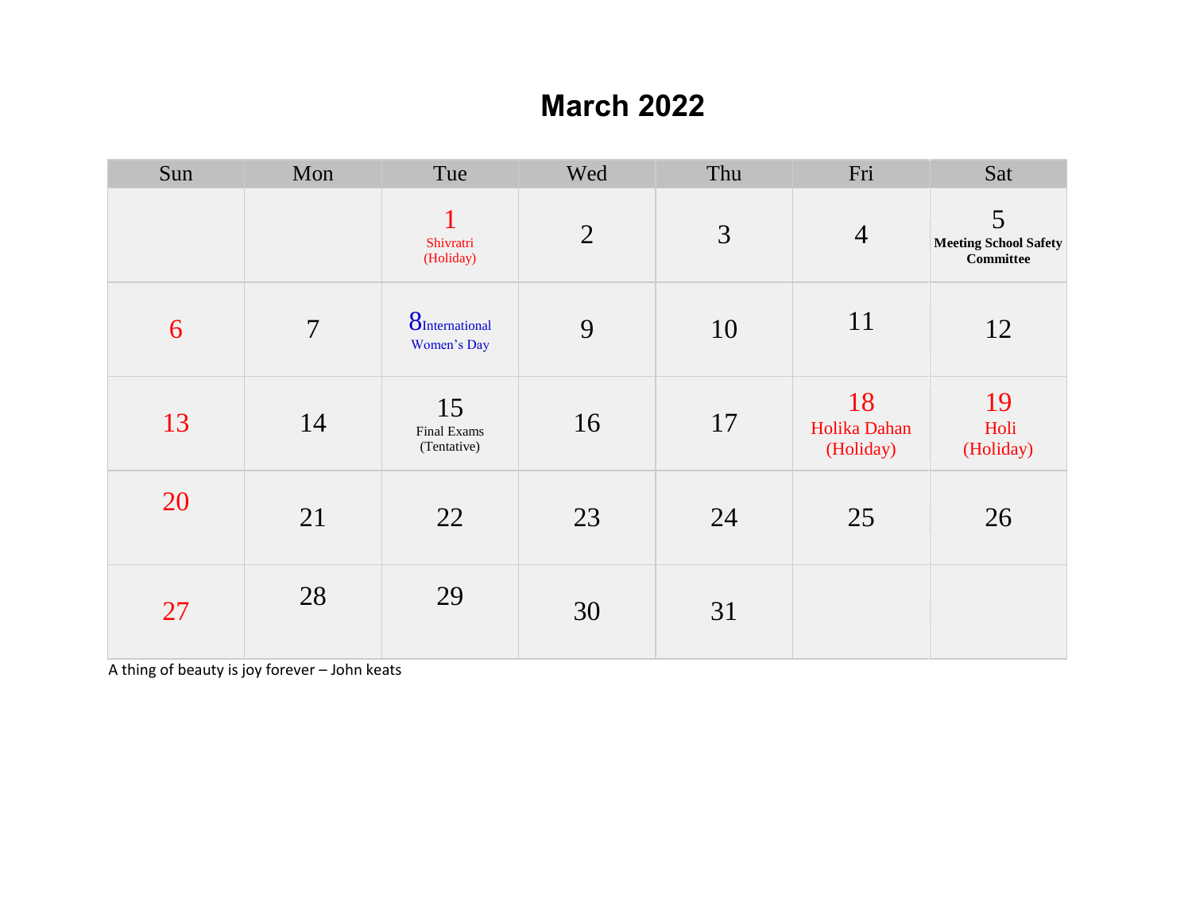# March 2022

| Sun | Mon | Tue | Wed | Thu | Fri | Sat |
|---|---|---|---|---|---|---|
| | | 1 Shivratri (Holiday) | 2 | 3 | 4 | 5 Meeting School Safety Committee |
| 6 | 7 | 8 International Women's Day | 9 | 10 | 11 | 12 |
| 13 | 14 | 15 Final Exams (Tentative) | 16 | 17 | 18 Holika Dahan (Holiday) | 19 Holi (Holiday) |
| 20 | 21 | 22 | 23 | 24 | 25 | 26 |
| 27 | 28 | 29 | 30 | 31 | | |

A thing of beauty is joy forever – John keats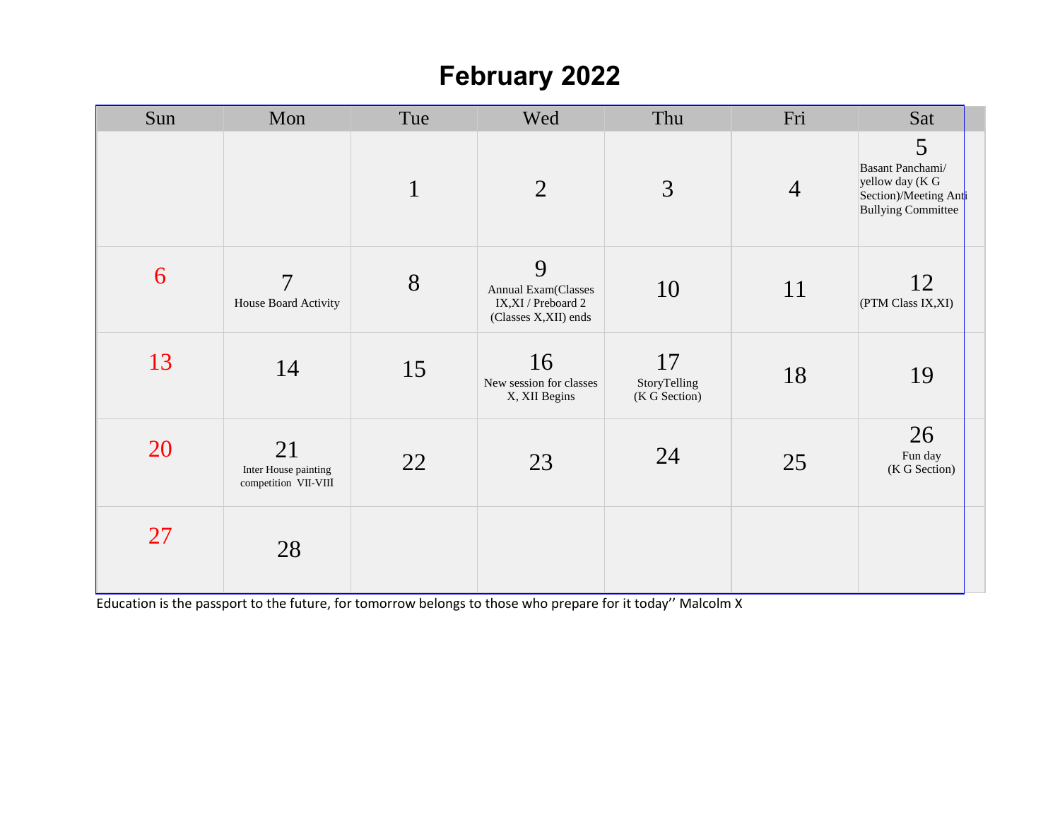# February 2022

| Sun | Mon | Tue | Wed | Thu | Fri | Sat |
|---|---|---|---|---|---|---|
| | | 1 | 2 | 3 | 4 | 5 Basant Panchami/ yellow day (K G Section)/Meeting Anti Bullying Committee |
| 6 | 7 House Board Activity | 8 | 9 Annual Exam(Classes IX,XI / Preboard 2 (Classes X,XII) ends | 10 | 11 | 12 (PTM Class IX,XI) |
| 13 | 14 | 15 | 16 New session for classes X, XII Begins | 17 StoryTelling (K G Section) | 18 | 19 |
| 20 | 21 Inter House painting competition VII-VIII | 22 | 23 | 24 | 25 | 26 Fun day (K G Section) |
| 27 | 28 | | | | | |

Education is the passport to the future, for tomorrow belongs to those who prepare for it today'' Malcolm X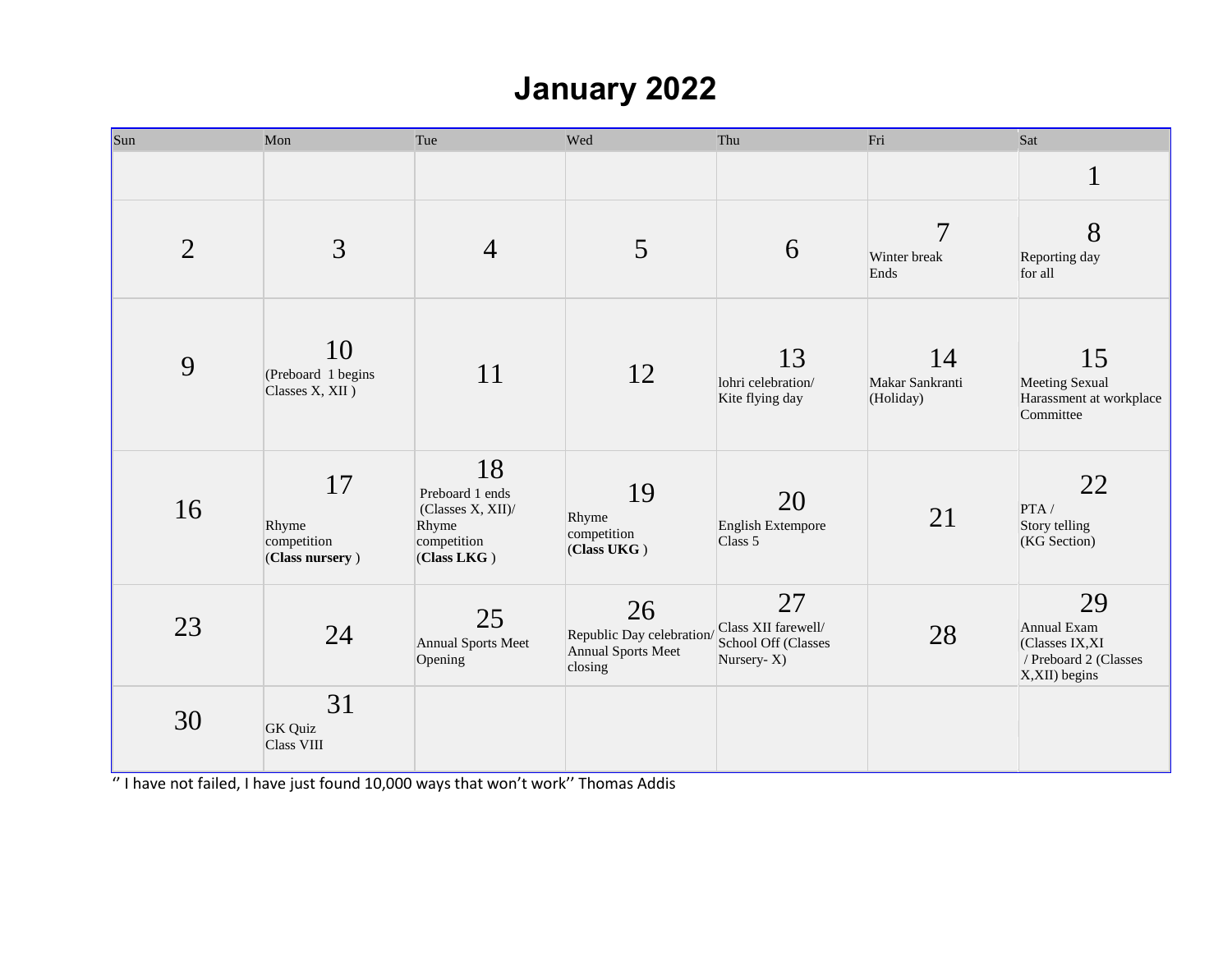# January 2022

| Sun | Mon | Tue | Wed | Thu | Fri | Sat |
|---|---|---|---|---|---|---|
| | | | | | | 1 |
| 2 | 3 | 4 | 5 | 6 | 7 Winter break Ends | 8 Reporting day for all |
| 9 | 10 (Preboard 1 begins Classes X, XII ) | 11 | 12 | 13 lohri celebration/ Kite flying day | 14 Makar Sankranti (Holiday) | 15 Meeting Sexual Harassment at workplace Committee |
| 16 | 17 Rhyme competition (**Class nursery** ) | 18 Preboard 1 ends (Classes X, XII)/ Rhyme competition (**Class LKG** ) | 19 Rhyme competition (**Class UKG** ) | 20 English Extempore Class 5 | 21 | 22 PTA / Story telling (KG Section) |
| 23 | 24 | 25 Annual Sports Meet Opening | 26 Republic Day celebration/ Annual Sports Meet closing | 27 Class XII farewell/ School Off (Classes Nursery- X) | 28 | 29 Annual Exam (Classes IX,XI / Preboard 2 (Classes X,XII) begins |
| 30 | 31 GK Quiz Class VIII | | | | | |

'' I have not failed, I have just found 10,000 ways that won't work'' Thomas Addis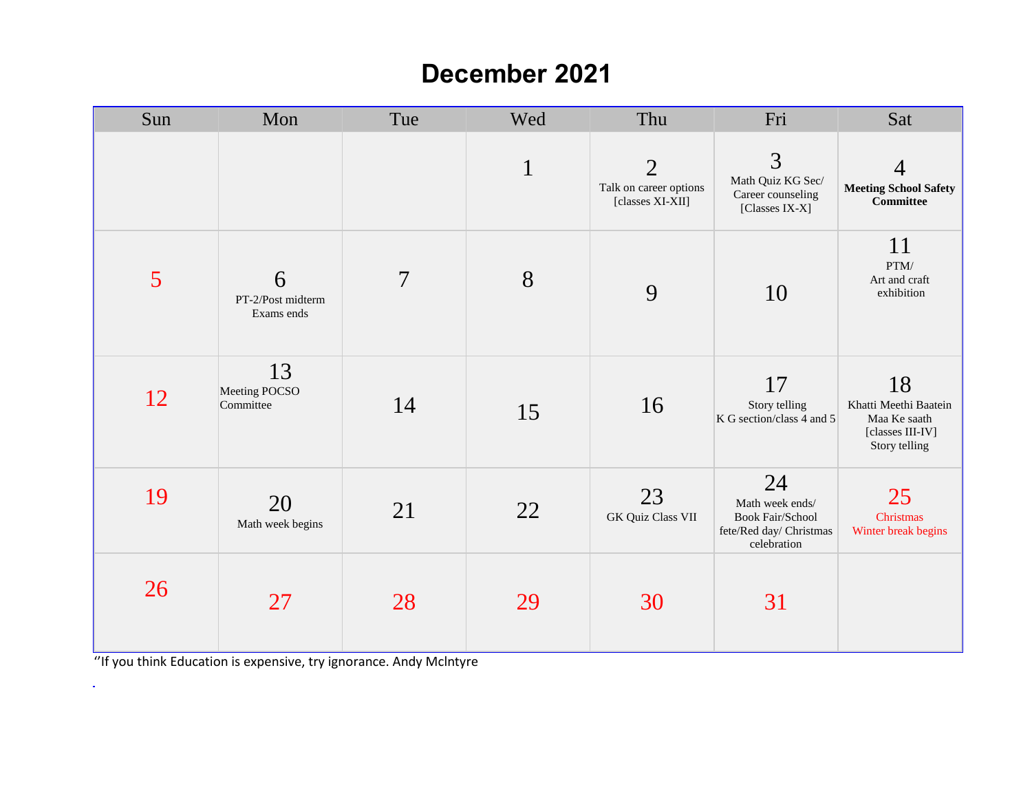# December 2021

| Sun | Mon | Tue | Wed | Thu | Fri | Sat |
|---|---|---|---|---|---|---|
| | | | 1 | 2 Talk on career options [classes XI-XII] | 3 Math Quiz KG Sec/ Career counseling [Classes IX-X] | 4 **Meeting School Safety Committee** |
| 5 | 6 PT-2/Post midterm Exams ends | 7 | 8 | 9 | 10 | 11 PTM/ Art and craft exhibition |
| 12 | 13 Meeting POCSO Committee | 14 | 15 | 16 | 17 Story telling K G section/class 4 and 5 | 18 Khatti Meethi Baatein Maa Ke saath [classes III-IV] Story telling |
| 19 | 20 Math week begins | 21 | 22 | 23 GK Quiz Class VII | 24 Math week ends/ Book Fair/School fete/Red day/ Christmas celebration | 25 Christmas Winter break begins |
| 26 | 27 | 28 | 29 | 30 | 31 | |

''If you think Education is expensive, try ignorance. Andy Mclntyre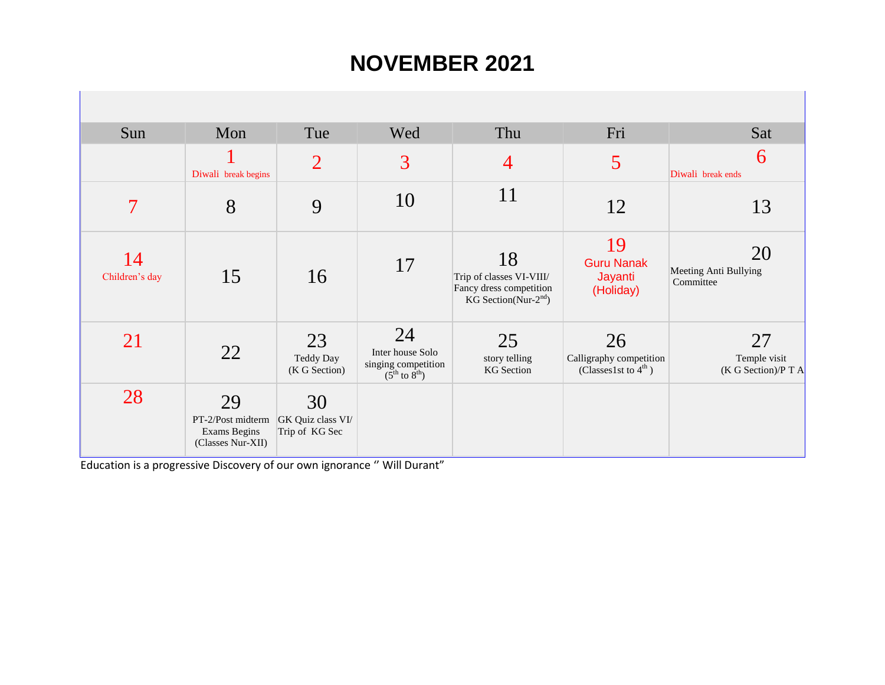# NOVEMBER 2021

| Sun | Mon | Tue | Wed | Thu | Fri | Sat |
|---|---|---|---|---|---|---|
| | 1<br>Diwali break begins | 2 | 3 | 4 | 5 | 6<br>Diwali break ends |
| 7 | 8 | 9 | 10 | 11 | 12 | 13 |
| 14<br>Children's day | 15 | 16 | 17 | 18<br>Trip of classes VI-VIII/ Fancy dress competition KG Section(Nur-2nd) | 19<br>Guru Nanak Jayanti (Holiday) | 20<br>Meeting Anti Bullying Committee |
| 21 | 22 | 23<br>Teddy Day (K G Section) | 24<br>Inter house Solo singing competition (5th to 8th) | 25<br>story telling KG Section | 26<br>Calligraphy competition (Classes1st to 4th ) | 27<br>Temple visit (K G Section)/P T A |
| 28 | 29<br>PT-2/Post midterm Exams Begins (Classes Nur-XII) | 30<br>GK Quiz class VI/ Trip of KG Sec | | | | |

Education is a progressive Discovery of our own ignorance " Will Durant"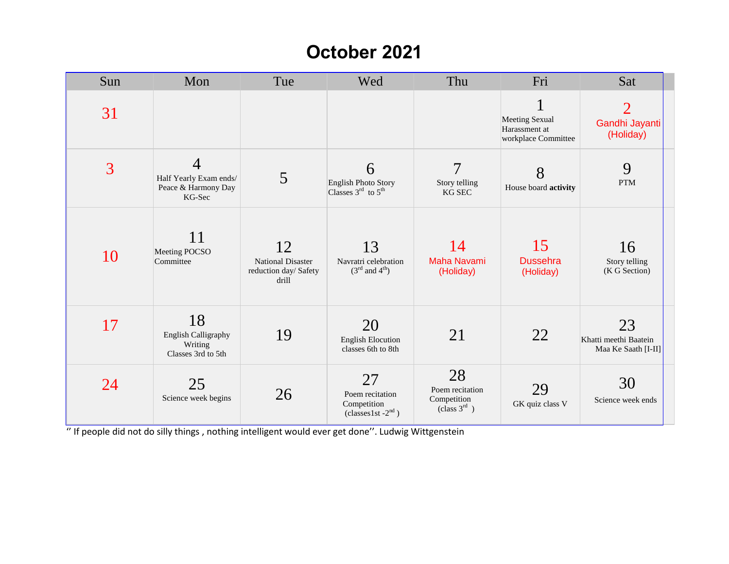# October 2021

| Sun | Mon | Tue | Wed | Thu | Fri | Sat |
|---|---|---|---|---|---|---|
| 31 | | | | | 1 Meeting Sexual Harassment at workplace Committee | 2 Gandhi Jayanti (Holiday) |
| 3 | 4 Half Yearly Exam ends/ Peace & Harmony Day KG-Sec | 5 | 6 English Photo Story Classes 3rd to 5th | 7 Story telling KG SEC | 8 House board **activity** | 9 PTM |
| 10 | 11 Meeting POCSO Committee | 12 National Disaster reduction day/ Safety drill | 13 Navratri celebration (3rd and 4th) | 14 Maha Navami (Holiday) | 15 Dussehra (Holiday) | 16 Story telling (K G Section) |
| 17 | 18 English Calligraphy Writing Classes 3rd to 5th | 19 | 20 English Elocution classes 6th to 8th | 21 | 22 | 23 Khatti meethi Baatein Maa Ke Saath [I-II] |
| 24 | 25 Science week begins | 26 | 27 Poem recitation Competition (classes1st -2nd ) | 28 Poem recitation Competition (class 3rd ) | 29 GK quiz class V | 30 Science week ends |

'' If people did not do silly things , nothing intelligent would ever get done''. Ludwig Wittgenstein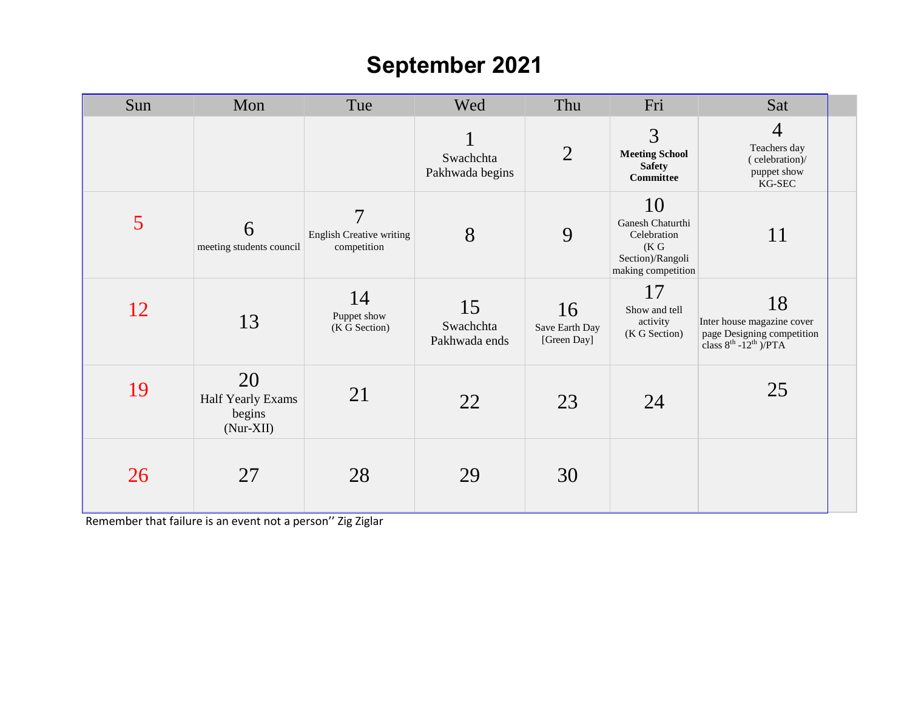# September 2021

| Sun | Mon | Tue | Wed | Thu | Fri | Sat |
|---|---|---|---|---|---|---|
| | | | 1 Swachchta Pakhwada begins | 2 | 3 **Meeting School Safety Committee** | 4 Teachers day ( celebration)/ puppet show KG-SEC |
| 5 | 6 meeting students council | 7 English Creative writing competition | 8 | 9 | 10 Ganesh Chaturthi Celebration (K G Section)/Rangoli making competition | 11 |
| 12 | 13 | 14 Puppet show (K G Section) | 15 Swachchta Pakhwada ends | 16 Save Earth Day [Green Day] | 17 Show and tell activity (K G Section) | 18 Inter house magazine cover page Designing competition class 8th -12th )/PTA |
| 19 | 20 Half Yearly Exams begins (Nur-XII) | 21 | 22 | 23 | 24 | 25 |
| 26 | 27 | 28 | 29 | 30 | | |

Remember that failure is an event not a person'' Zig Ziglar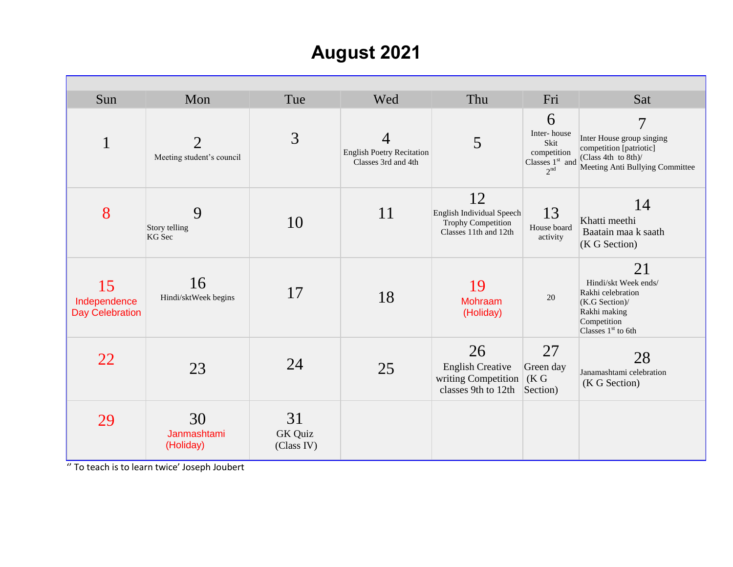# August 2021

| Sun | Mon | Tue | Wed | Thu | Fri | Sat |
|---|---|---|---|---|---|---|
| 1 | 2<br>Meeting student's council | 3 | 4<br>English Poetry Recitation Classes 3rd and 4th | 5 | 6<br>Inter- house Skit competition Classes 1st and 2nd | 7<br>Inter House group singing competition [patriotic] (Class 4th to 8th)/ Meeting Anti Bullying Committee |
| 8 | 9<br>Story telling KG Sec | 10 | 11 | 12<br>English Individual Speech Trophy Competition Classes 11th and 12th | 13<br>House board activity | 14<br>Khatti meethi Baatain maa k saath (K G Section) |
| 15<br>Independence Day Celebration | 16<br>Hindi/sktWeek begins | 17 | 18 | 19<br>Mohraam (Holiday) | 20 | 21<br>Hindi/skt Week ends/ Rakhi celebration (K.G Section)/ Rakhi making Competition Classes 1st to 6th |
| 22 | 23 | 24 | 25 | 26<br>English Creative writing Competition classes 9th to 12th | 27<br>Green day (K G Section) | 28<br>Janamashtami celebration (K G Section) |
| 29 | 30<br>Janmashtami (Holiday) | 31<br>GK Quiz (Class IV) | | | | |

'' To teach is to learn twice' Joseph Joubert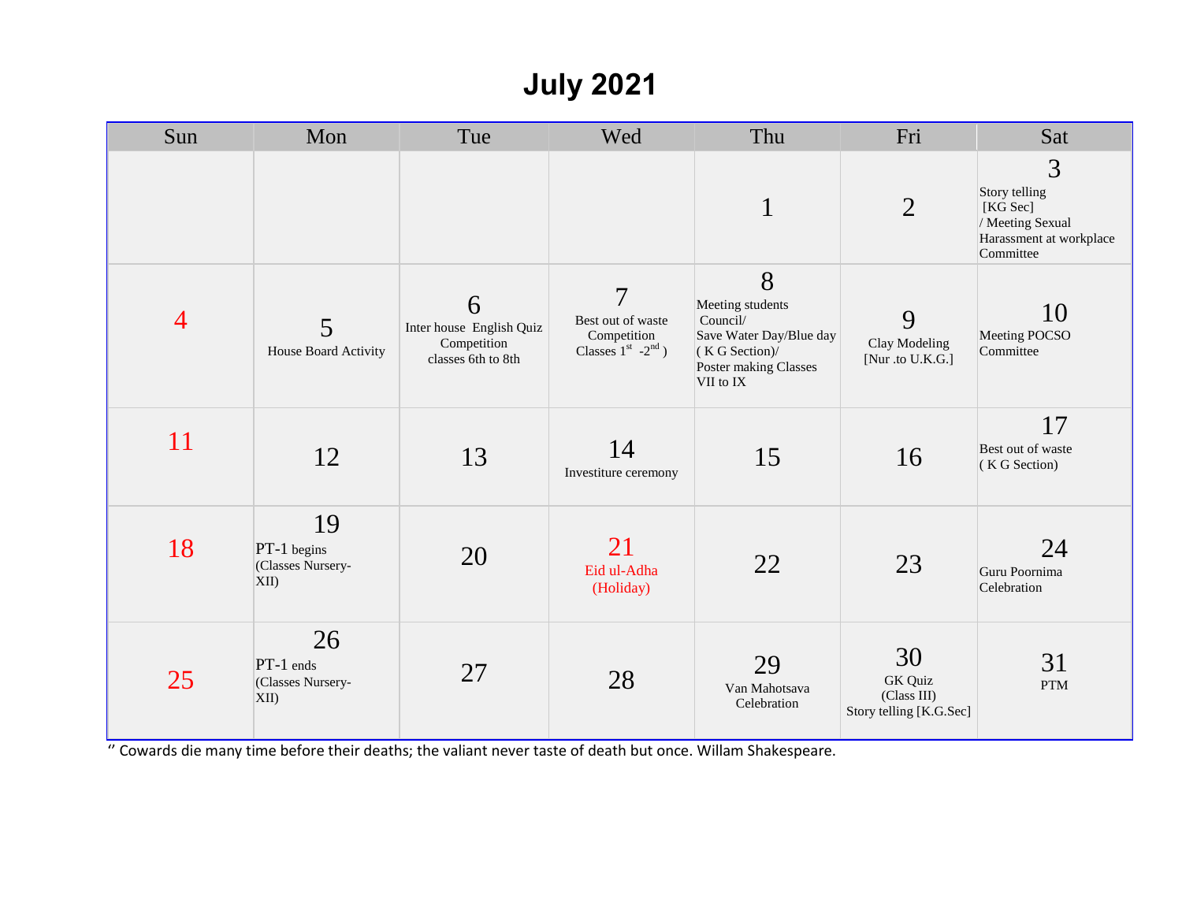# July 2021

| Sun | Mon | Tue | Wed | Thu | Fri | Sat |
|---|---|---|---|---|---|---|
| | | | | 1 | 2 | 3 Story telling [KG Sec] / Meeting Sexual Harassment at workplace Committee |
| 4 | 5 House Board Activity | 6 Inter house English Quiz Competition classes 6th to 8th | 7 Best out of waste Competition Classes 1st -2nd ) | 8 Meeting students Council/ Save Water Day/Blue day ( K G Section)/ Poster making Classes VII to IX | 9 Clay Modeling [Nur .to U.K.G.] | 10 Meeting POCSO Committee |
| 11 | 12 | 13 | 14 Investiture ceremony | 15 | 16 | 17 Best out of waste ( K G Section) |
| 18 | 19 PT-1 begins (Classes Nursery-XII) | 20 | 21 Eid ul-Adha (Holiday) | 22 | 23 | 24 Guru Poornima Celebration |
| 25 | 26 PT-1 ends (Classes Nursery-XII) | 27 | 28 | 29 Van Mahotsava Celebration | 30 GK Quiz (Class III) Story telling [K.G.Sec] | 31 PTM |

" Cowards die many time before their deaths; the valiant never taste of death but once. Willam Shakespeare.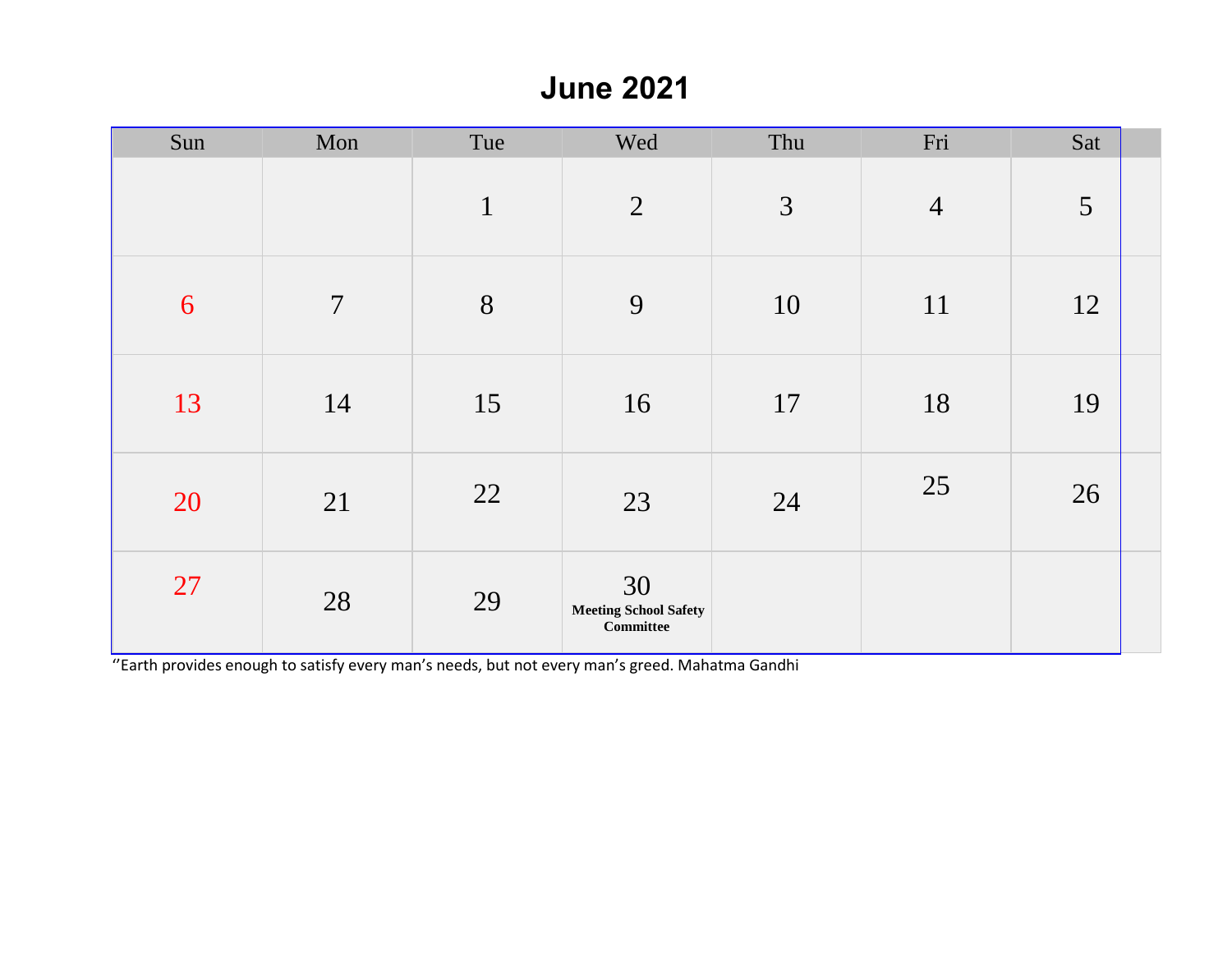# June 2021

| Sun | Mon | Tue | Wed | Thu | Fri | Sat |
|---|---|---|---|---|---|---|
| | | 1 | 2 | 3 | 4 | 5 |
| 6 | 7 | 8 | 9 | 10 | 11 | 12 |
| 13 | 14 | 15 | 16 | 17 | 18 | 19 |
| 20 | 21 | 22 | 23 | 24 | 25 | 26 |
| 27 | 28 | 29 | 30 **Meeting School Safety Committee** | | | |

''Earth provides enough to satisfy every man's needs, but not every man's greed. Mahatma Gandhi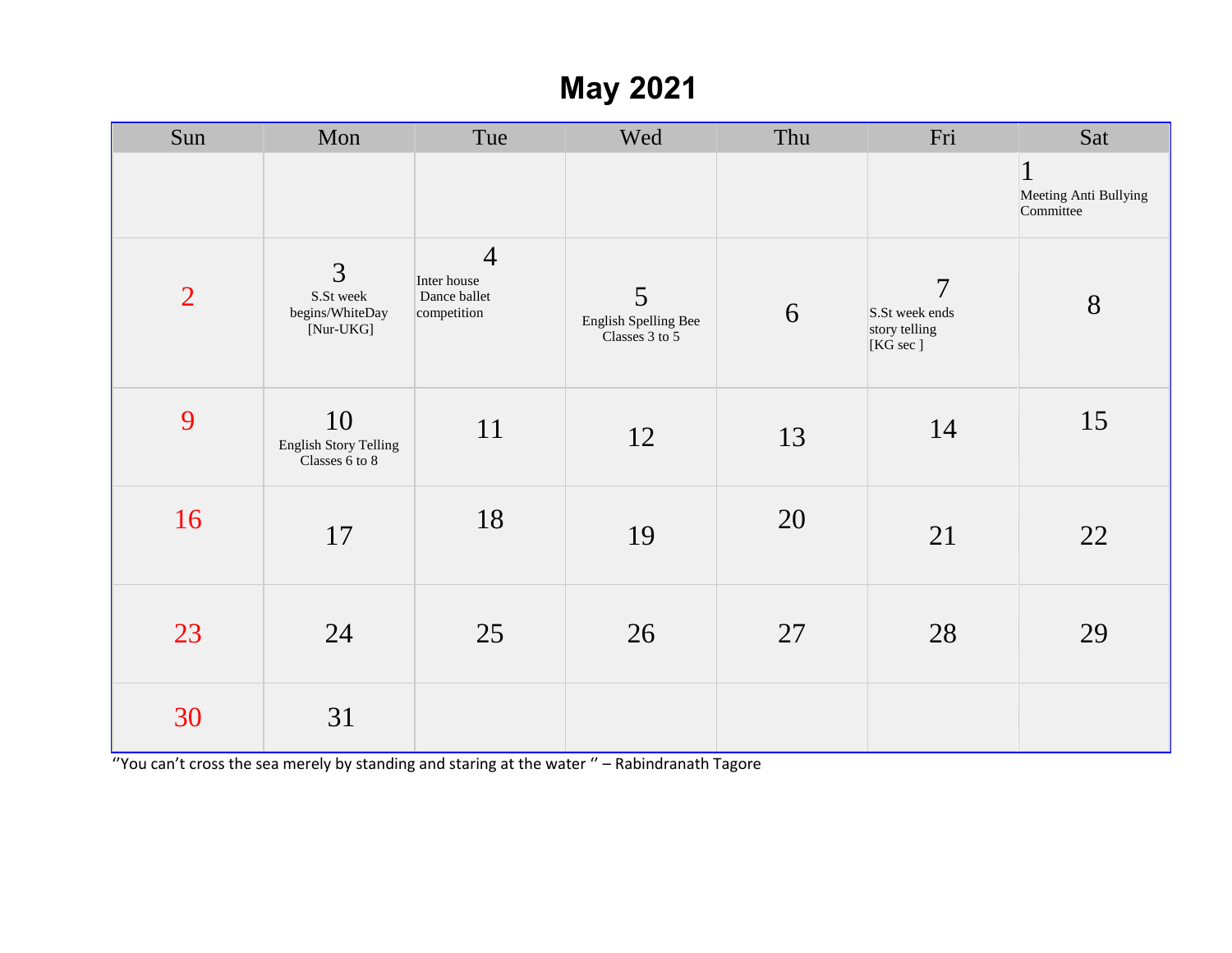# May 2021

| Sun | Mon | Tue | Wed | Thu | Fri | Sat |
|---|---|---|---|---|---|---|
| | | | | | | 1 Meeting Anti Bullying Committee |
| 2 | 3 S.St week begins/WhiteDay [Nur-UKG] | 4 Inter house Dance ballet competition | 5 English Spelling Bee Classes 3 to 5 | 6 | 7 S.St week ends story telling [KG sec ] | 8 |
| 9 | 10 English Story Telling Classes 6 to 8 | 11 | 12 | 13 | 14 | 15 |
| 16 | 17 | 18 | 19 | 20 | 21 | 22 |
| 23 | 24 | 25 | 26 | 27 | 28 | 29 |
| 30 | 31 | | | | | |

''You can't cross the sea merely by standing and staring at the water '' – Rabindranath Tagore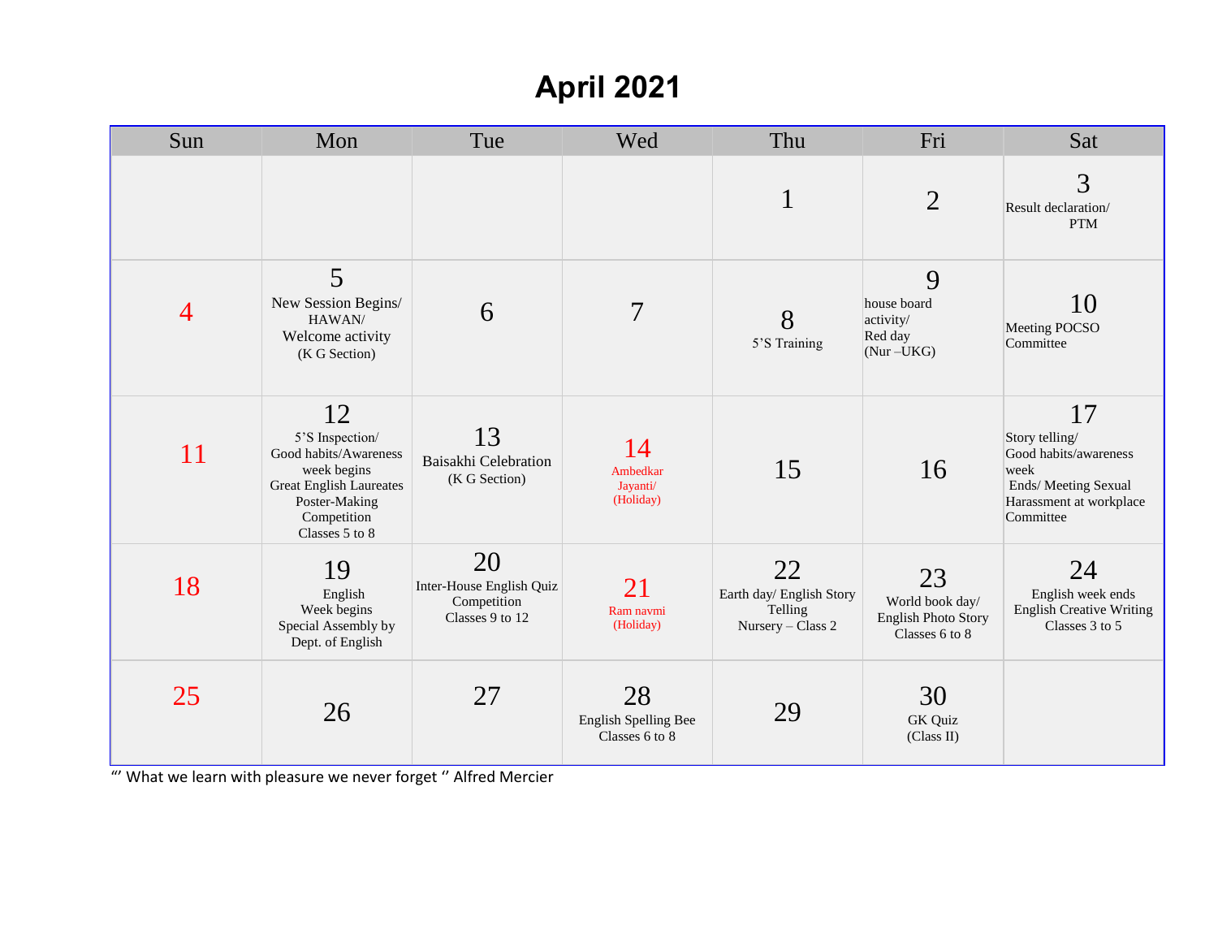# April 2021

| Sun | Mon | Tue | Wed | Thu | Fri | Sat |
|---|---|---|---|---|---|---|
| | | | | 1 | 2 | 3 Result declaration/ PTM |
| 4 | 5 New Session Begins/ HAWAN/ Welcome activity (K G Section) | 6 | 7 | 8 5'S Training | 9 house board activity/ Red day (Nur –UKG) | 10 Meeting POCSO Committee |
| 11 | 12 5'S Inspection/ Good habits/Awareness week begins Great English Laureates Poster-Making Competition Classes 5 to 8 | 13 Baisakhi Celebration (K G Section) | 14 Ambedkar Jayanti/ (Holiday) | 15 | 16 | 17 Story telling/ Good habits/awareness week Ends/ Meeting Sexual Harassment at workplace Committee |
| 18 | 19 English Week begins Special Assembly by Dept. of English | 20 Inter-House English Quiz Competition Classes 9 to 12 | 21 Ram navmi (Holiday) | 22 Earth day/ English Story Telling Nursery – Class 2 | 23 World book day/ English Photo Story Classes 6 to 8 | 24 English week ends English Creative Writing Classes 3 to 5 |
| 25 | 26 | 27 | 28 English Spelling Bee Classes 6 to 8 | 29 | 30 GK Quiz (Class II) | |

"' What we learn with pleasure we never forget '' Alfred Mercier